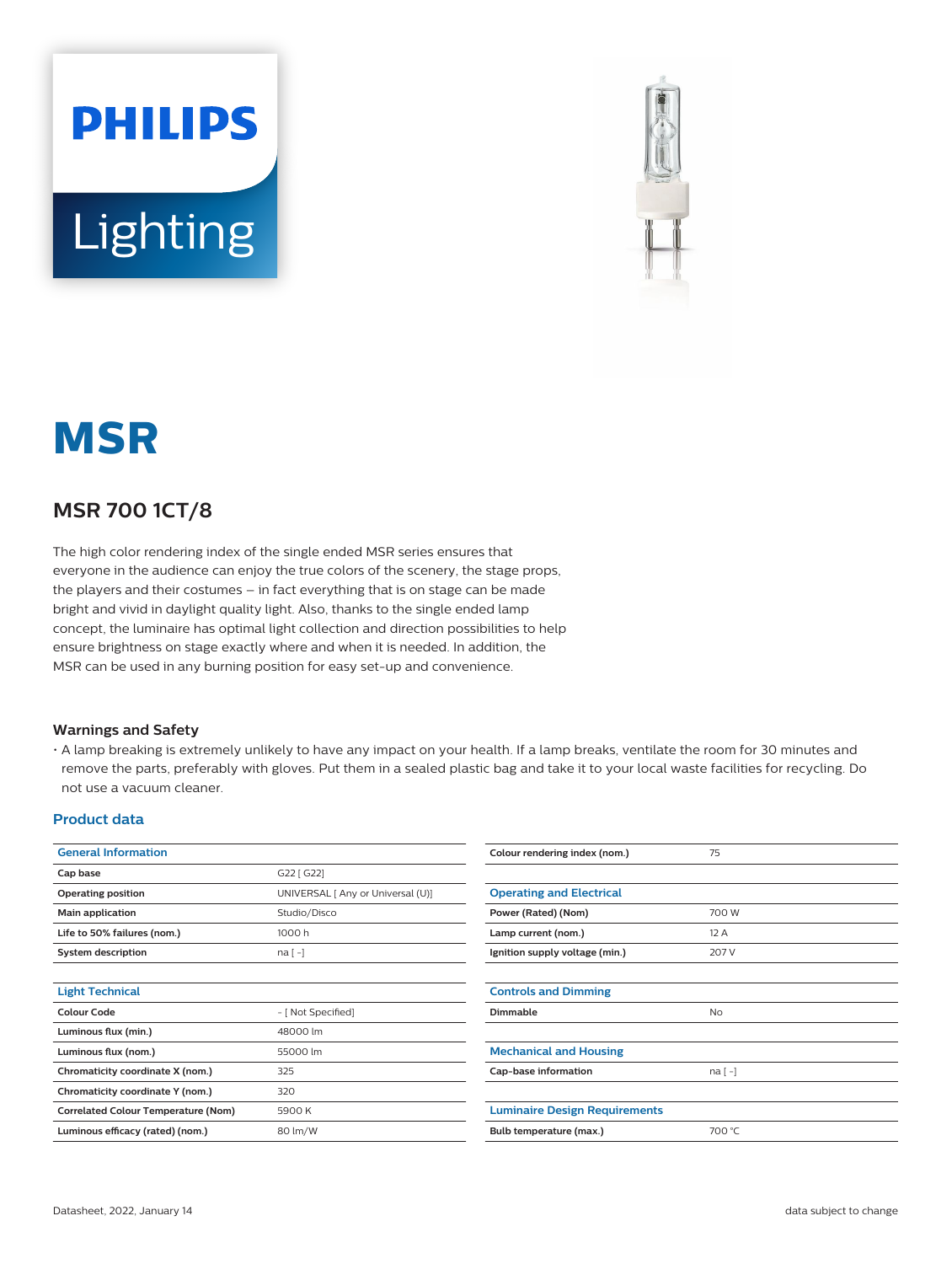PHILIPS

Lighting

# MSR

## MSR 700 1CT/8

The high color rendering index of the single ended MSR series ensures that everyone in the audience can enjoy the true colors of the scenery, the stage props, the players and their costumes – in fact everything that is on stage can be made bright and vivid in daylight quality light. Also, thanks to the single ended lamp concept, the luminaire has optimal light collection and direction possibilities to help ensure brightness on stage exactly where and when it is needed. In addition, the MSR can be used in any burning position for easy set-up and convenience.

### Warnings and Safety

- A lamp breaking is extremely unlikely to have any impact on your health. If a lamp breaks, ventilate the room for 30 minutes and remove the parts, preferably with gloves. Put them in a sealed plastic bag and take it to your local waste facilities for recycling. Do not use a vacuum cleaner.

### Product data

| General Information | |
|---|---|
| Cap base | G22 [ G22] |
| Operating position | UNIVERSAL [ Any or Universal (U)] |
| Main application | Studio/Disco |
| Life to 50% failures (nom.) | 1000 h |
| System description | na [ -] |

| Light Technical | |
|---|---|
| Colour Code | - [ Not Specified] |
| Luminous flux (min.) | 48000 lm |
| Luminous flux (nom.) | 55000 lm |
| Chromaticity coordinate X (nom.) | 325 |
| Chromaticity coordinate Y (nom.) | 320 |
| Correlated Colour Temperature (Nom) | 5900 K |
| Luminous efficacy (rated) (nom.) | 80 lm/W |
| Colour rendering index (nom.) | 75 |

| Operating and Electrical | |
|---|---|
| Power (Rated) (Nom) | 700 W |
| Lamp current (nom.) | 12 A |
| Ignition supply voltage (min.) | 207 V |

| Controls and Dimming | |
|---|---|
| Dimmable | No |

| Mechanical and Housing | |
|---|---|
| Cap-base information | na [ -] |

| Luminaire Design Requirements | |
|---|---|
| Bulb temperature (max.) | 700 °C |

Datasheet, 2022, January 14 data subject to change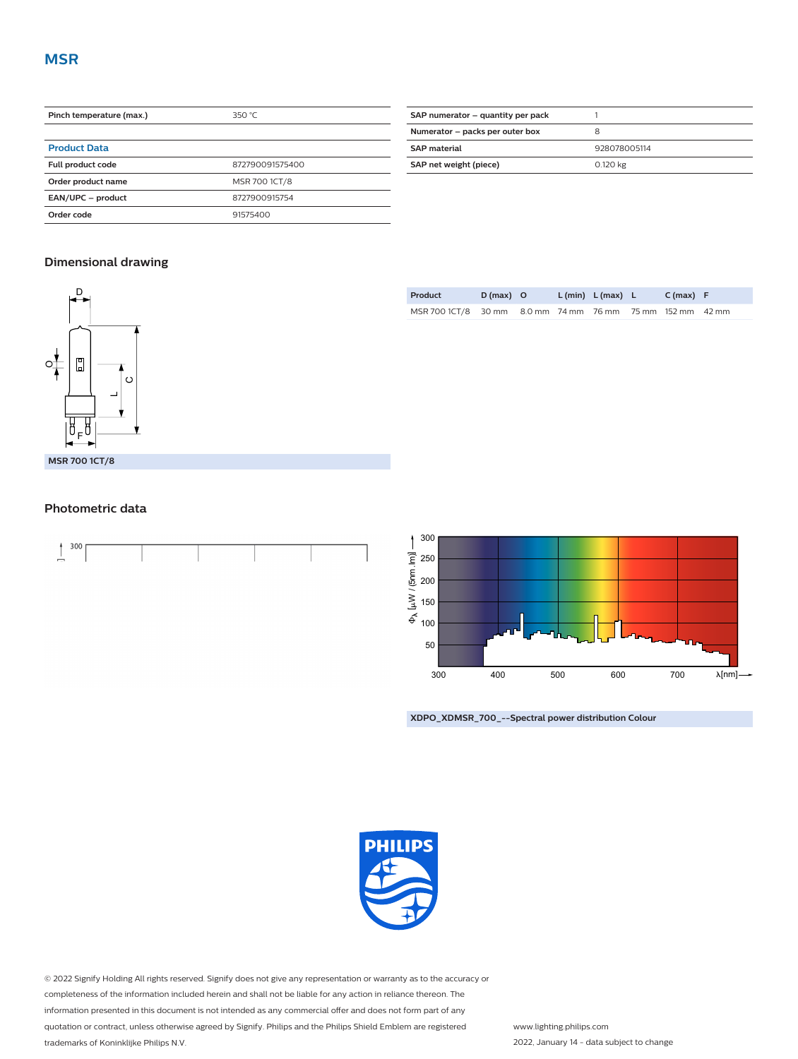# MSR

| | |
|---|---|
| Pinch temperature (max.) | 350 °C |

| **Product Data** | |
|---|---|
| Full product code | 872790091575400 |
| Order product name | MSR 700 1CT/8 |
| EAN/UPC – product | 8727900915754 |
| Order code | 91575400 |
| SAP numerator – quantity per pack | 1 |
| Numerator – packs per outer box | 8 |
| SAP material | 928078005114 |
| SAP net weight (piece) | 0.120 kg |

## Dimensional drawing

D
O
L
C
F

MSR 700 1CT/8

| Product | D (max) | O | L (min) | L (max) | L | C (max) | F |
|---|---|---|---|---|---|---|---|
| MSR 700 1CT/8 | 30 mm | 8.0 mm | 74 mm | 76 mm | 75 mm | 152 mm | 42 mm |

## Photometric data

300

300
250
200
150
100
50
$\Phi_\lambda$ [µW / (5nm.lm)]
300
400
500
600
700
λ[nm]

XDPO_XDMSR_700_--Spectral power distribution Colour

© 2022 Signify Holding All rights reserved. Signify does not give any representation or warranty as to the accuracy or completeness of the information included herein and shall not be liable for any action in reliance thereon. The information presented in this document is not intended as any commercial offer and does not form part of any quotation or contract, unless otherwise agreed by Signify. Philips and the Philips Shield Emblem are registered trademarks of Koninklijke Philips N.V.

www.lighting.philips.com

2022, January 14 - data subject to change